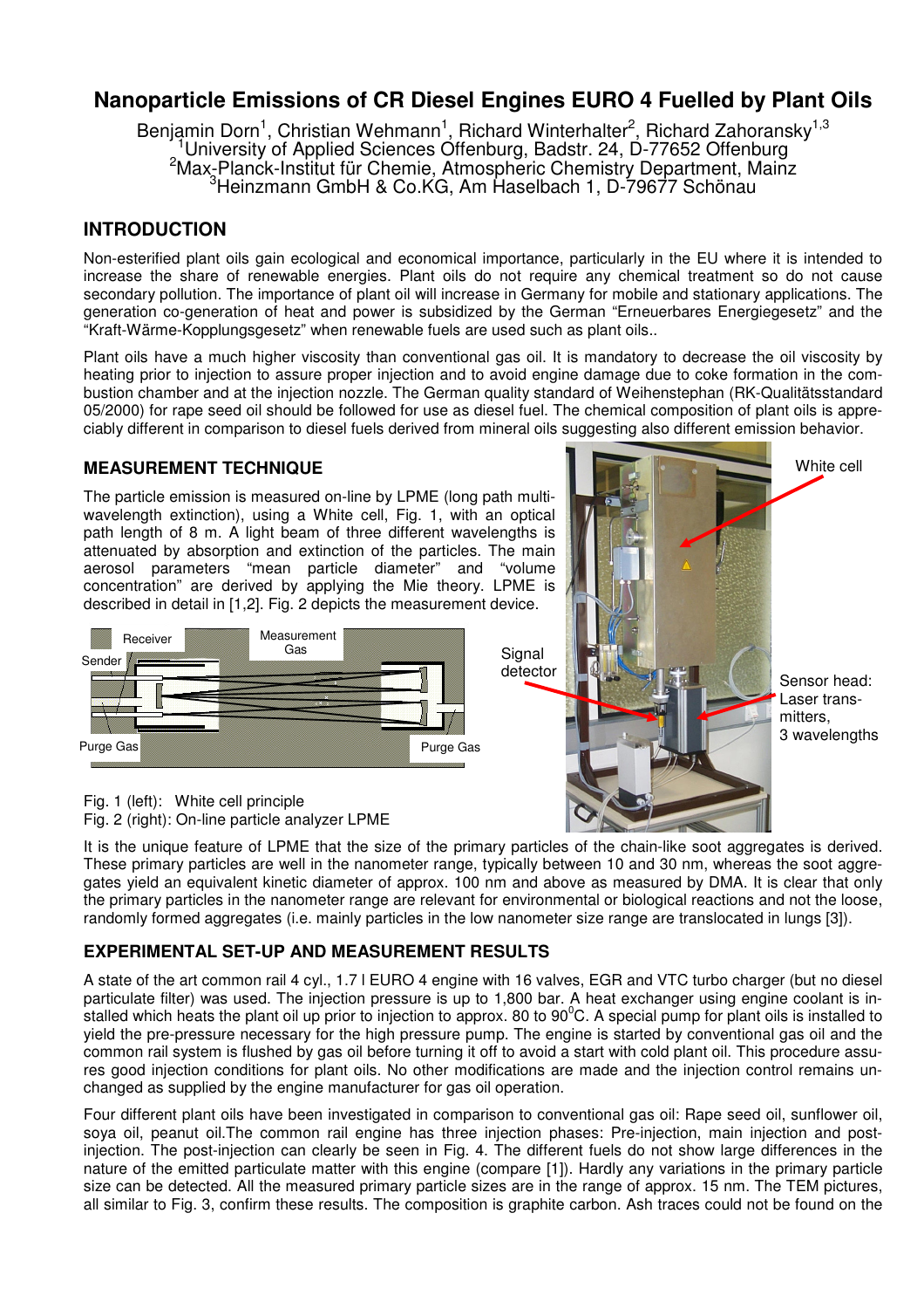# Nanoparticle Emissions of CR Diesel Engines EURO 4 Fuelled by Plant Oils

Benjamin Dorn[1], Christian Wehmann[1], Richard Winterhalter[2], Richard Zahoransky[1,3]
[1]University of Applied Sciences Offenburg, Badstr. 24, D-77652 Offenburg
[2]Max-Planck-Institut für Chemie, Atmospheric Chemistry Department, Mainz
[3]Heinzmann GmbH & Co.KG, Am Haselbach 1, D-79677 Schönau

## INTRODUCTION

Non-esterified plant oils gain ecological and economical importance, particularly in the EU where it is intended to increase the share of renewable energies. Plant oils do not require any chemical treatment so do not cause secondary pollution. The importance of plant oil will increase in Germany for mobile and stationary applications. The generation co-generation of heat and power is subsidized by the German "Erneuerbares Energiegesetz" and the "Kraft-Wärme-Kopplungsgesetz" when renewable fuels are used such as plant oils..

Plant oils have a much higher viscosity than conventional gas oil. It is mandatory to decrease the oil viscosity by heating prior to injection to assure proper injection and to avoid engine damage due to coke formation in the combustion chamber and at the injection nozzle. The German quality standard of Weihenstephan (RK-Qualitätsstandard 05/2000) for rape seed oil should be followed for use as diesel fuel. The chemical composition of plant oils is appreciably different in comparison to diesel fuels derived from mineral oils suggesting also different emission behavior.

## MEASUREMENT TECHNIQUE

The particle emission is measured on-line by LPME (long path multi-wavelength extinction), using a White cell, Fig. 1, with an optical path length of 8 m. A light beam of three different wavelengths is attenuated by absorption and extinction of the particles. The main aerosol parameters "mean particle diameter" and "volume concentration" are derived by applying the Mie theory. LPME is described in detail in [1,2]. Fig. 2 depicts the measurement device.

Fig. 1 (left): White cell principle
Fig. 2 (right): On-line particle analyzer LPME

It is the unique feature of LPME that the size of the primary particles of the chain-like soot aggregates is derived. These primary particles are well in the nanometer range, typically between 10 and 30 nm, whereas the soot aggregates yield an equivalent kinetic diameter of approx. 100 nm and above as measured by DMA. It is clear that only the primary particles in the nanometer range are relevant for environmental or biological reactions and not the loose, randomly formed aggregates (i.e. mainly particles in the low nanometer size range are translocated in lungs [3]).

## EXPERIMENTAL SET-UP AND MEASUREMENT RESULTS

A state of the art common rail 4 cyl., 1.7 l EURO 4 engine with 16 valves, EGR and VTC turbo charger (but no diesel particulate filter) was used. The injection pressure is up to 1,800 bar. A heat exchanger using engine coolant is installed which heats the plant oil up prior to injection to approx. 80 to 90°C. A special pump for plant oils is installed to yield the pre-pressure necessary for the high pressure pump. The engine is started by conventional gas oil and the common rail system is flushed by gas oil before turning it off to avoid a start with cold plant oil. This procedure assures good injection conditions for plant oils. No other modifications are made and the injection control remains unchanged as supplied by the engine manufacturer for gas oil operation.

Four different plant oils have been investigated in comparison to conventional gas oil: Rape seed oil, sunflower oil, soya oil, peanut oil.The common rail engine has three injection phases: Pre-injection, main injection and post-injection. The post-injection can clearly be seen in Fig. 4. The different fuels do not show large differences in the nature of the emitted particulate matter with this engine (compare [1]). Hardly any variations in the primary particle size can be detected. All the measured primary particle sizes are in the range of approx. 15 nm. The TEM pictures, all similar to Fig. 3, confirm these results. The composition is graphite carbon. Ash traces could not be found on the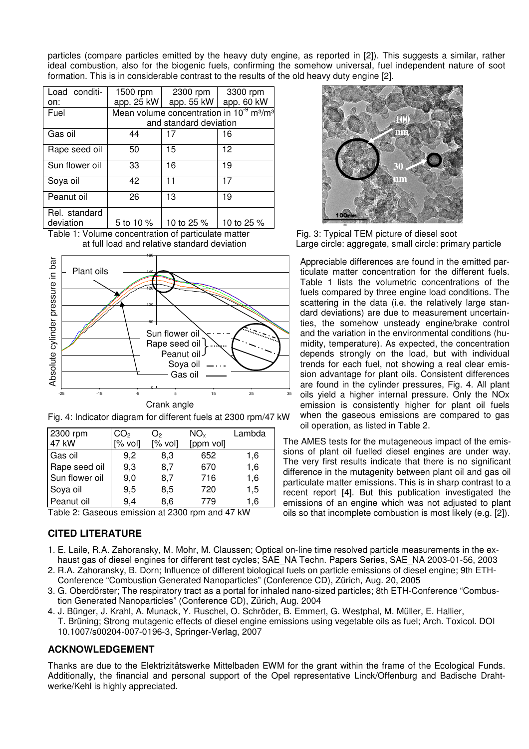particles (compare particles emitted by the heavy duty engine, as reported in [2]). This suggests a similar, rather ideal combustion, also for the biogenic fuels, confirming the somehow universal, fuel independent nature of soot formation. This is in considerable contrast to the results of the old heavy duty engine [2].

| Load condition: | 1500 rpm app. 25 kW | 2300 rpm app. 55 kW | 3300 rpm app. 60 kW |
|---|---|---|---|
| Fuel | Mean volume concentration in $10^{-9}$ m³/m³ and standard deviation | | |
| Gas oil | 44 | 17 | 16 |
| Rape seed oil | 50 | 15 | 12 |
| Sun flower oil | 33 | 16 | 19 |
| Soya oil | 42 | 11 | 17 |
| Peanut oil | 26 | 13 | 19 |
| Rel. standard deviation | 5 to 10 % | 10 to 25 % | 10 to 25 % |

Table 1: Volume concentration of particulate matter at full load and relative standard deviation

Absolute cylinder pressure in bar
Plant oils
Sun flower oil
Rape seed oil
Peanut oil
Soya oil
Gas oil
Crank angle

Fig. 4: Indicator diagram for different fuels at 2300 rpm/47 kW

| 2300 rpm 47 kW | $CO_2$ [% vol] | $O_2$ [% vol] | $NO_x$ [ppm vol] | Lambda |
|---|---|---|---|---|
| Gas oil | 9,2 | 8,3 | 652 | 1,6 |
| Rape seed oil | 9,3 | 8,7 | 670 | 1,6 |
| Sun flower oil | 9,0 | 8,7 | 716 | 1,6 |
| Soya oil | 9,5 | 8,5 | 720 | 1,5 |
| Peanut oil | 9,4 | 8,6 | 779 | 1,6 |

Table 2: Gaseous emission at 2300 rpm and 47 kW

100 nm
30 nm
100nm

Fig. 3: Typical TEM picture of diesel soot
Large circle: aggregate, small circle: primary particle

Appreciable differences are found in the emitted particulate matter concentration for the different fuels. Table 1 lists the volumetric concentrations of the fuels compared by three engine load conditions. The scattering in the data (i.e. the relatively large standard deviations) are due to measurement uncertainties, the somehow unsteady engine/brake control and the variation in the environmental conditions (humidity, temperature). As expected, the concentration depends strongly on the load, but with individual trends for each fuel, not showing a real clear emission advantage for plant oils. Consistent differences are found in the cylinder pressures, Fig. 4. All plant oils yield a higher internal pressure. Only the NOx emission is consistently higher for plant oil fuels when the gaseous emissions are compared to gas oil operation, as listed in Table 2.

The AMES tests for the mutageneous impact of the emissions of plant oil fuelled diesel engines are under way. The very first results indicate that there is no significant difference in the mutagenity between plant oil and gas oil particulate matter emissions. This is in sharp contrast to a recent report [4]. But this publication investigated the emissions of an engine which was not adjusted to plant oils so that incomplete combustion is most likely (e.g. [2]).

## CITED LITERATURE

1. E. Laile, R.A. Zahoransky, M. Mohr, M. Claussen; Optical on-line time resolved particle measurements in the exhaust gas of diesel engines for different test cycles; SAE_NA Techn. Papers Series, SAE_NA 2003-01-56, 2003
2. R.A. Zahoransky, B. Dorn; Influence of different biological fuels on particle emissions of diesel engine; 9th ETH-Conference "Combustion Generated Nanoparticles" (Conference CD), Zürich, Aug. 20, 2005
3. G. Oberdörster; The respiratory tract as a portal for inhaled nano-sized particles; 8th ETH-Conference "Combustion Generated Nanoparticles" (Conference CD), Zürich, Aug. 2004
4. J. Bünger, J. Krahl, A. Munack, Y. Ruschel, O. Schröder, B. Emmert, G. Westphal, M. Müller, E. Hallier, T. Brüning; Strong mutagenic effects of diesel engine emissions using vegetable oils as fuel; Arch. Toxicol. DOI 10.1007/s00204-007-0196-3, Springer-Verlag, 2007

## ACKNOWLEDGEMENT

Thanks are due to the Elektrizitätswerke Mittelbaden EWM for the grant within the frame of the Ecological Funds. Additionally, the financial and personal support of the Opel representative Linck/Offenburg and Badische Drahtwerke/Kehl is highly appreciated.